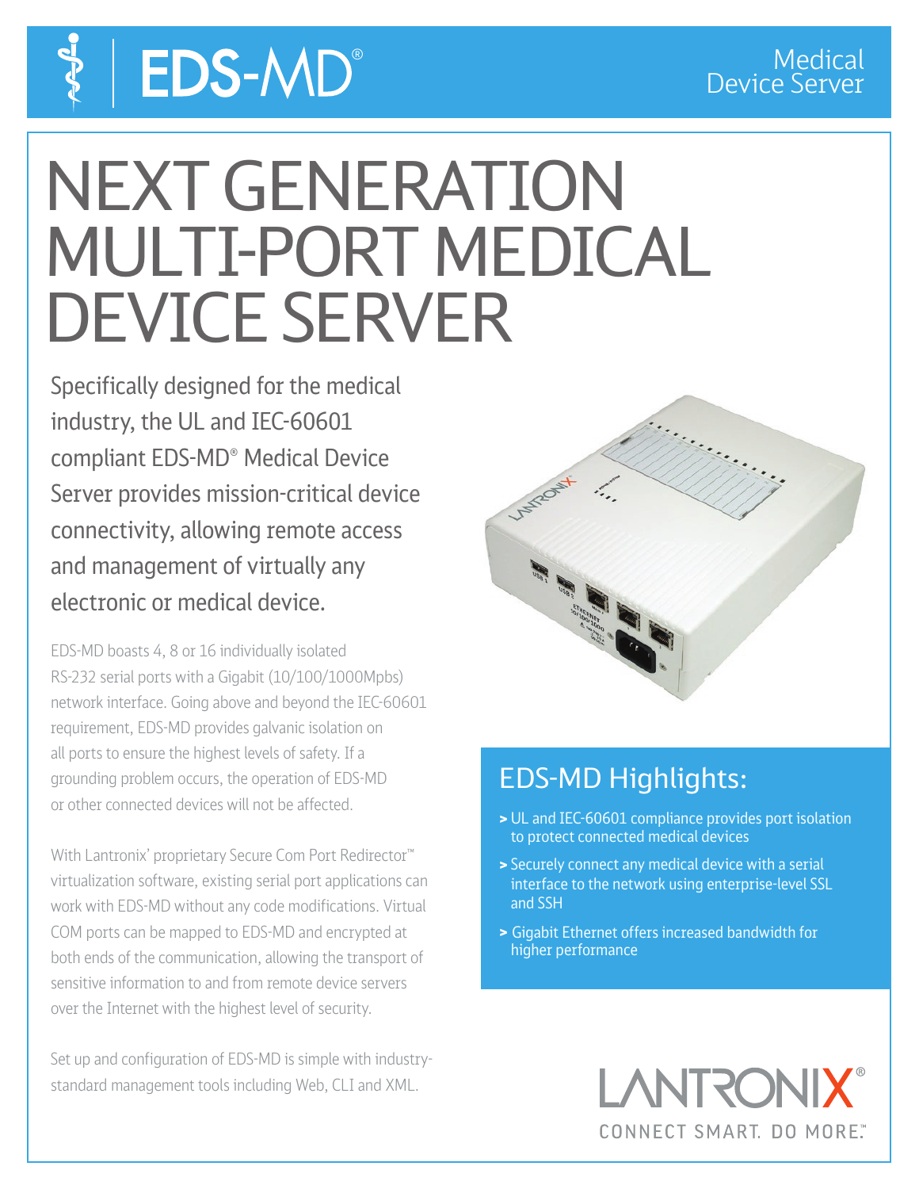# EDS-MD®

Medical Device Server

# NEXT GENERATION MULTI-PORT MEDICAL DEVICE SERVER

Specifically designed for the medical industry, the UL and IEC-60601 compliant EDS-MD® Medical Device Server provides mission-critical device connectivity, allowing remote access and management of virtually any electronic or medical device.

EDS-MD boasts 4, 8 or 16 individually isolated RS-232 serial ports with a Gigabit (10/100/1000Mpbs) network interface. Going above and beyond the IEC-60601 requirement, EDS-MD provides galvanic isolation on all ports to ensure the highest levels of safety. If a grounding problem occurs, the operation of EDS-MD or other connected devices will not be affected.

With Lantronix' proprietary Secure Com Port Redirector™ virtualization software, existing serial port applications can work with EDS-MD without any code modifications. Virtual COM ports can be mapped to EDS-MD and encrypted at both ends of the communication, allowing the transport of sensitive information to and from remote device servers over the Internet with the highest level of security.

Set up and configuration of EDS-MD is simple with industry-standard management tools including Web, CLI and XML.

## EDS-MD Highlights:

- UL and IEC-60601 compliance provides port isolation to protect connected medical devices
- Securely connect any medical device with a serial interface to the network using enterprise-level SSL and SSH
- Gigabit Ethernet offers increased bandwidth for higher performance

LANTRONIX®

CONNECT SMART. DO MORE.™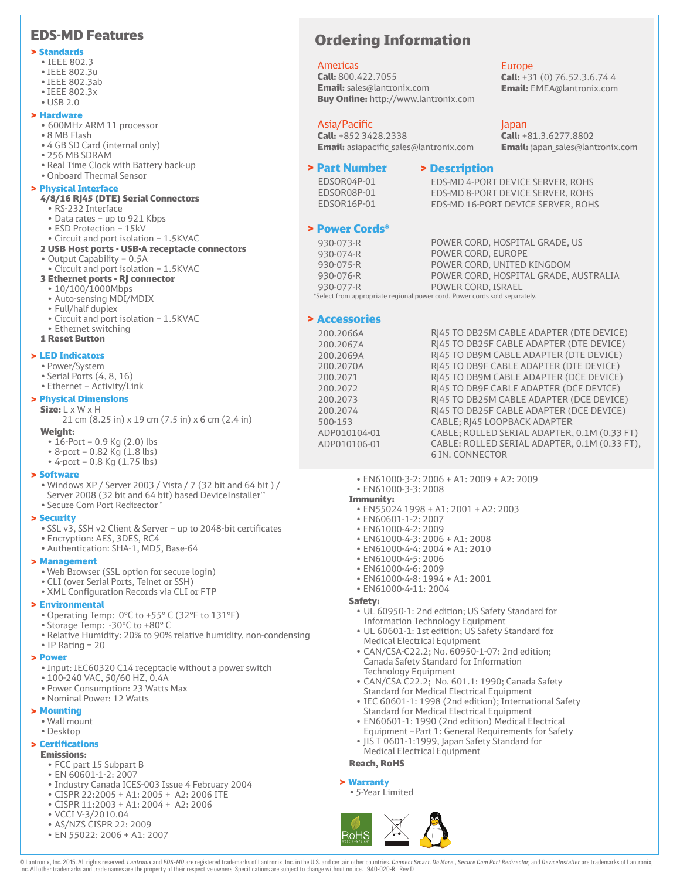## EDS-MD Features

### > Standards
- IEEE 802.3
- IEEE 802.3u
- IEEE 802.3ab
- IEEE 802.3x
- USB 2.0

### > Hardware
- 600MHz ARM 11 processor
- 8 MB Flash
- 4 GB SD Card (internal only)
- 256 MB SDRAM
- Real Time Clock with Battery back-up
- Onboard Thermal Sensor

### > Physical Interface
**4/8/16 RJ45 (DTE) Serial Connectors**
- RS-232 Interface
- Data rates – up to 921 Kbps
- ESD Protection – 15kV
- Circuit and port isolation – 1.5KVAC

**2 USB Host ports - USB-A receptacle connectors**
- Output Capability = 0.5A
- Circuit and port isolation – 1.5KVAC

**3 Ethernet ports - RJ connector**
- 10/100/1000Mbps
- Auto-sensing MDI/MDIX
- Full/half duplex
- Circuit and port isolation – 1.5KVAC
- Ethernet switching

**1 Reset Button**

### > LED Indicators
- Power/System
- Serial Ports (4, 8, 16)
- Ethernet – Activity/Link

### > Physical Dimensions
**Size:** L x W x H
21 cm (8.25 in) x 19 cm (7.5 in) x 6 cm (2.4 in)

**Weight:**
- 16-Port = 0.9 Kg (2.0) lbs
- 8-port = 0.82 Kg (1.8 lbs)
- 4-port = 0.8 Kg (1.75 lbs)

### > Software
- Windows XP / Server 2003 / Vista / 7 (32 bit and 64 bit ) / Server 2008 (32 bit and 64 bit) based DeviceInstaller™
- Secure Com Port Redirector™

### > Security
- SSL v3, SSH v2 Client & Server – up to 2048-bit certificates
- Encryption: AES, 3DES, RC4
- Authentication: SHA-1, MD5, Base-64

### > Management
- Web Browser (SSL option for secure login)
- CLI (over Serial Ports, Telnet or SSH)
- XML Configuration Records via CLI or FTP

### > Environmental
- Operating Temp: 0°C to +55° C (32°F to 131°F)
- Storage Temp: -30°C to +80° C
- Relative Humidity: 20% to 90% relative humidity, non-condensing
- IP Rating = 20

### > Power
- Input: IEC60320 C14 receptacle without a power switch
- 100-240 VAC, 50/60 HZ, 0.4A
- Power Consumption: 23 Watts Max
- Nominal Power: 12 Watts

### > Mounting
- Wall mount
- Desktop

### > Certifications
**Emissions:**
- FCC part 15 Subpart B
- EN 60601-1-2: 2007
- Industry Canada ICES-003 Issue 4 February 2004
- CISPR 22:2005 + A1: 2005 + A2: 2006 ITE
- CISPR 11:2003 + A1: 2004 + A2: 2006
- VCCI V-3/2010.04
- AS/NZS CISPR 22: 2009
- EN 55022: 2006 + A1: 2007
- EN61000-3-2: 2006 + A1: 2009 + A2: 2009
- EN61000-3-3: 2008

**Immunity:**
- EN55024 1998 + A1: 2001 + A2: 2003
- EN60601-1-2: 2007
- EN61000-4-2: 2009
- EN61000-4-3: 2006 + A1: 2008
- EN61000-4-4: 2004 + A1: 2010
- EN61000-4-5: 2006
- EN61000-4-6: 2009
- EN61000-4-8: 1994 + A1: 2001
- EN61000-4-11: 2004

**Safety:**
- UL 60950-1: 2nd edition; US Safety Standard for Information Technology Equipment
- UL 60601-1: 1st edition; US Safety Standard for Medical Electrical Equipment
- CAN/CSA-C22.2; No. 60950-1-07: 2nd edition; Canada Safety Standard for Information Technology Equipment
- CAN/CSA C22.2; No. 601.1: 1990; Canada Safety Standard for Medical Electrical Equipment
- IEC 60601-1: 1998 (2nd edition); International Safety Standard for Medical Electrical Equipment
- EN60601-1: 1990 (2nd edition) Medical Electrical Equipment –Part 1: General Requirements for Safety
- JIS T 0601-1:1999, Japan Safety Standard for Medical Electrical Equipment

**Reach, RoHS**

### > Warranty
- 5-Year Limited

## Ordering Information

**Americas**
**Call:** 800.422.7055
**Email:** sales@lantronix.com
**Buy Online:** http://www.lantronix.com

**Europe**
**Call:** +31 (0) 76.52.3.6.74 4
**Email:** EMEA@lantronix.com

**Asia/Pacific**
**Call:** +852 3428.2338
**Email:** asiapacific_sales@lantronix.com

**Japan**
**Call:** +81.3.6277.8802
**Email:** japan_sales@lantronix.com

| > Part Number | > Description |
|---|---|
| EDSOR04P-01 | EDS-MD 4-PORT DEVICE SERVER, ROHS |
| EDSOR08P-01 | EDS-MD 8-PORT DEVICE SERVER, ROHS |
| EDSOR16P-01 | EDS-MD 16-PORT DEVICE SERVER, ROHS |

### > Power Cords*

| | |
|---|---|
| 930-073-R | POWER CORD, HOSPITAL GRADE, US |
| 930-074-R | POWER CORD, EUROPE |
| 930-075-R | POWER CORD, UNITED KINGDOM |
| 930-076-R | POWER CORD, HOSPITAL GRADE, AUSTRALIA |
| 930-077-R | POWER CORD, ISRAEL |

*Select from appropriate regional power cord. Power cords sold separately.

### > Accessories

| | |
|---|---|
| 200.2066A | RJ45 TO DB25M CABLE ADAPTER (DTE DEVICE) |
| 200.2067A | RJ45 TO DB25F CABLE ADAPTER (DTE DEVICE) |
| 200.2069A | RJ45 TO DB9M CABLE ADAPTER (DTE DEVICE) |
| 200.2070A | RJ45 TO DB9F CABLE ADAPTER (DTE DEVICE) |
| 200.2071 | RJ45 TO DB9M CABLE ADAPTER (DCE DEVICE) |
| 200.2072 | RJ45 TO DB9F CABLE ADAPTER (DCE DEVICE) |
| 200.2073 | RJ45 TO DB25M CABLE ADAPTER (DCE DEVICE) |
| 200.2074 | RJ45 TO DB25F CABLE ADAPTER (DCE DEVICE) |
| 500-153 | CABLE; RJ45 LOOPBACK ADAPTER |
| ADP010104-01 | CABLE: ROLLED SERIAL ADAPTER, 0.1M (0.33 FT) |
| ADP010106-01 | CABLE: ROLLED SERIAL ADAPTER, 0.1M (0.33 FT), 6 IN. CONNECTOR |

© Lantronix, Inc. 2015. All rights reserved. *Lantronix* and *EDS-MD* are registered trademarks of Lantronix, Inc. in the U.S. and certain other countries. *Connect Smart. Do More., Secure Com Port Redirector*, and *DeviceInstaller* are trademarks of Lantronix, Inc. All other trademarks and trade names are the property of their respective owners. Specifications are subject to change without notice. 940-020-R Rev D